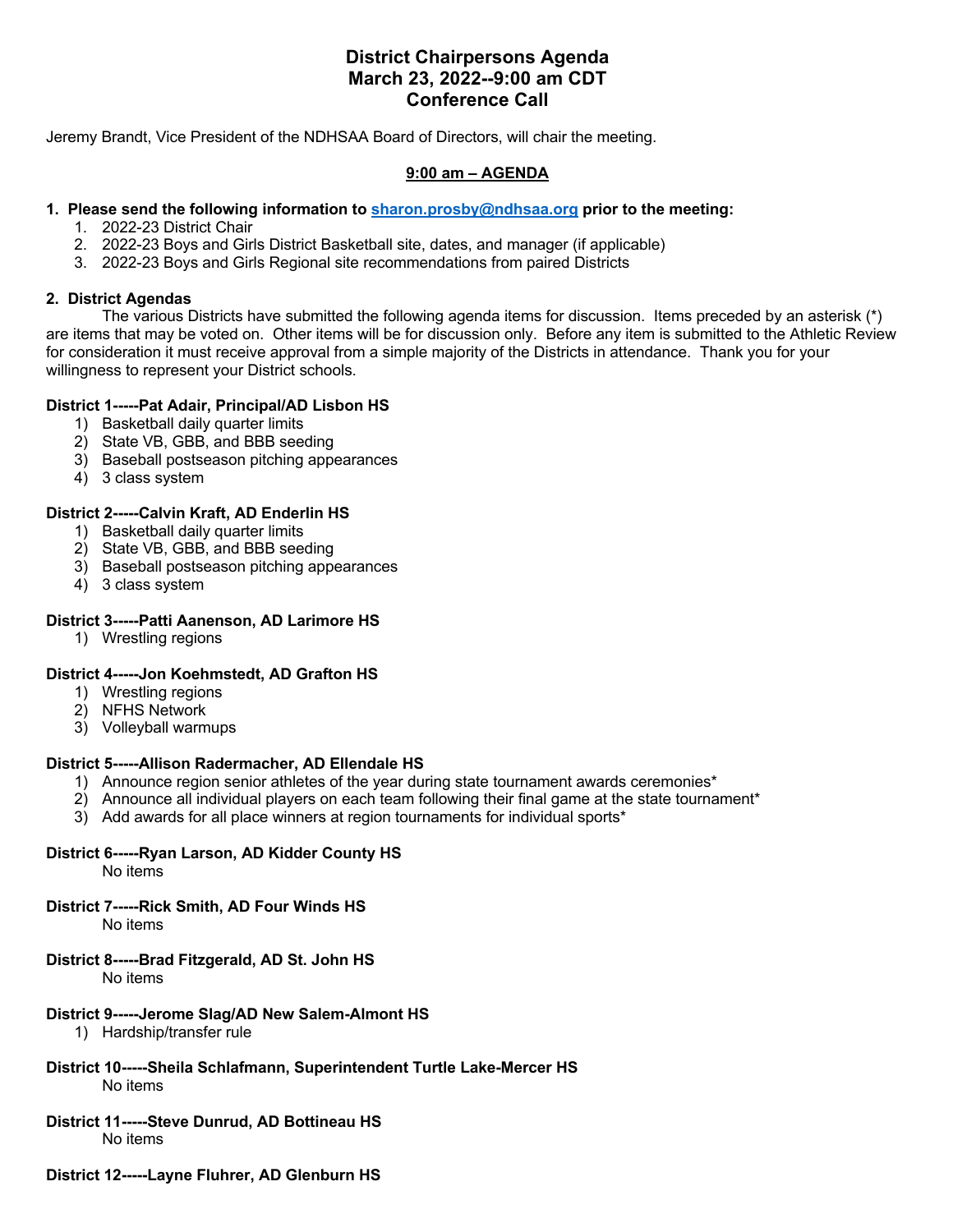# District Chairpersons Agenda
# March 23, 2022--9:00 am CDT
# Conference Call

Jeremy Brandt, Vice President of the NDHSAA Board of Directors, will chair the meeting.

**9:00 am – AGENDA**

**1. Please send the following information to sharon.prosby@ndhsaa.org prior to the meeting:**

1. 2022-23 District Chair
2. 2022-23 Boys and Girls District Basketball site, dates, and manager (if applicable)
3. 2022-23 Boys and Girls Regional site recommendations from paired Districts

**2. District Agendas**

The various Districts have submitted the following agenda items for discussion. Items preceded by an asterisk (*) are items that may be voted on. Other items will be for discussion only. Before any item is submitted to the Athletic Review for consideration it must receive approval from a simple majority of the Districts in attendance. Thank you for your willingness to represent your District schools.

**District 1-----Pat Adair, Principal/AD Lisbon HS**

1) Basketball daily quarter limits
2) State VB, GBB, and BBB seeding
3) Baseball postseason pitching appearances
4) 3 class system

**District 2-----Calvin Kraft, AD Enderlin HS**

1) Basketball daily quarter limits
2) State VB, GBB, and BBB seeding
3) Baseball postseason pitching appearances
4) 3 class system

**District 3-----Patti Aanenson, AD Larimore HS**

1) Wrestling regions

**District 4-----Jon Koehmstedt, AD Grafton HS**

1) Wrestling regions
2) NFHS Network
3) Volleyball warmups

**District 5-----Allison Radermacher, AD Ellendale HS**

1) Announce region senior athletes of the year during state tournament awards ceremonies*
2) Announce all individual players on each team following their final game at the state tournament*
3) Add awards for all place winners at region tournaments for individual sports*

**District 6-----Ryan Larson, AD Kidder County HS**

No items

**District 7-----Rick Smith, AD Four Winds HS**

No items

**District 8-----Brad Fitzgerald, AD St. John HS**

No items

**District 9-----Jerome Slag/AD New Salem-Almont HS**

1) Hardship/transfer rule

**District 10-----Sheila Schlafmann, Superintendent Turtle Lake-Mercer HS**

No items

**District 11-----Steve Dunrud, AD Bottineau HS**

No items

**District 12-----Layne Fluhrer, AD Glenburn HS**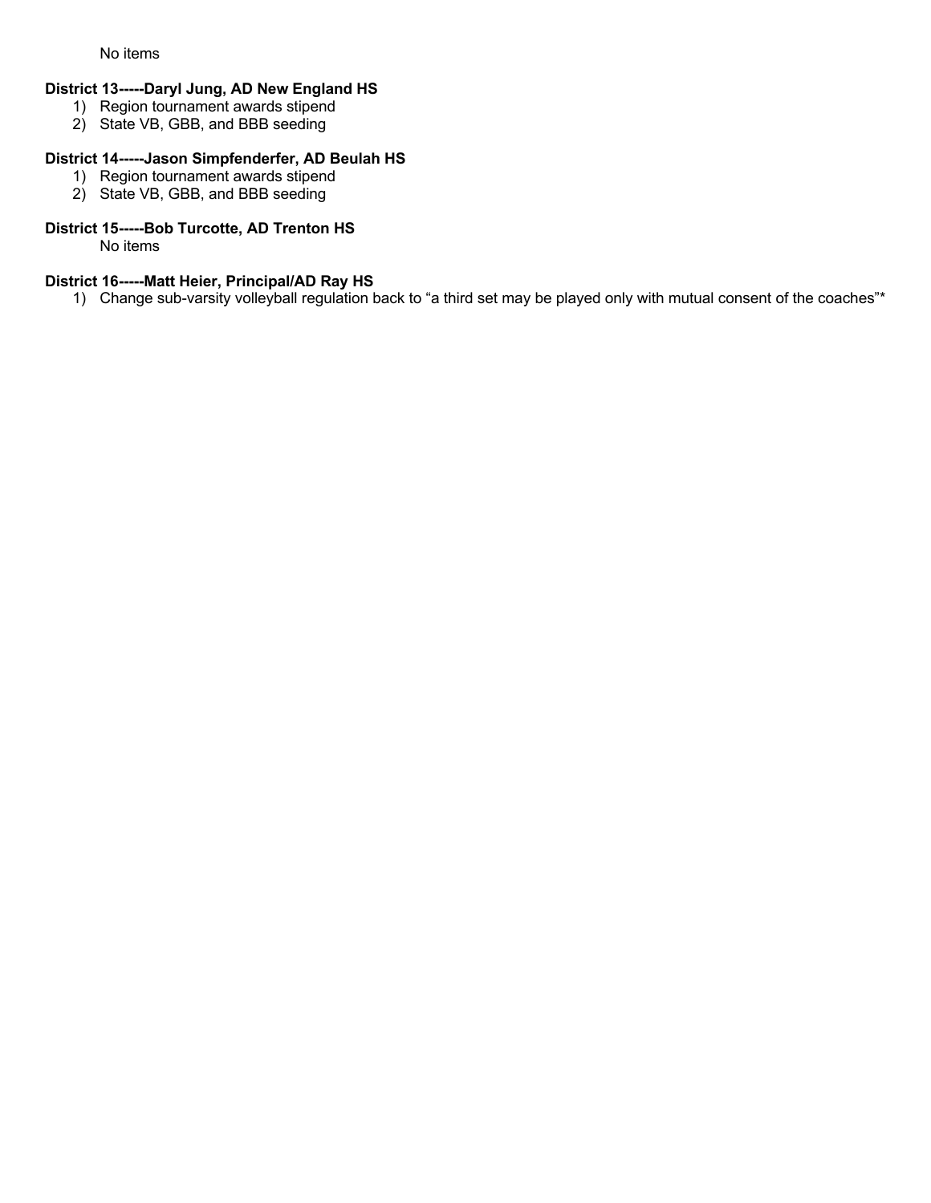No items

**District 13-----Daryl Jung, AD New England HS**

1) Region tournament awards stipend
2) State VB, GBB, and BBB seeding

**District 14-----Jason Simpfenderfer, AD Beulah HS**

1) Region tournament awards stipend
2) State VB, GBB, and BBB seeding

**District 15-----Bob Turcotte, AD Trenton HS**

No items

**District 16-----Matt Heier, Principal/AD Ray HS**

1) Change sub-varsity volleyball regulation back to “a third set may be played only with mutual consent of the coaches”*